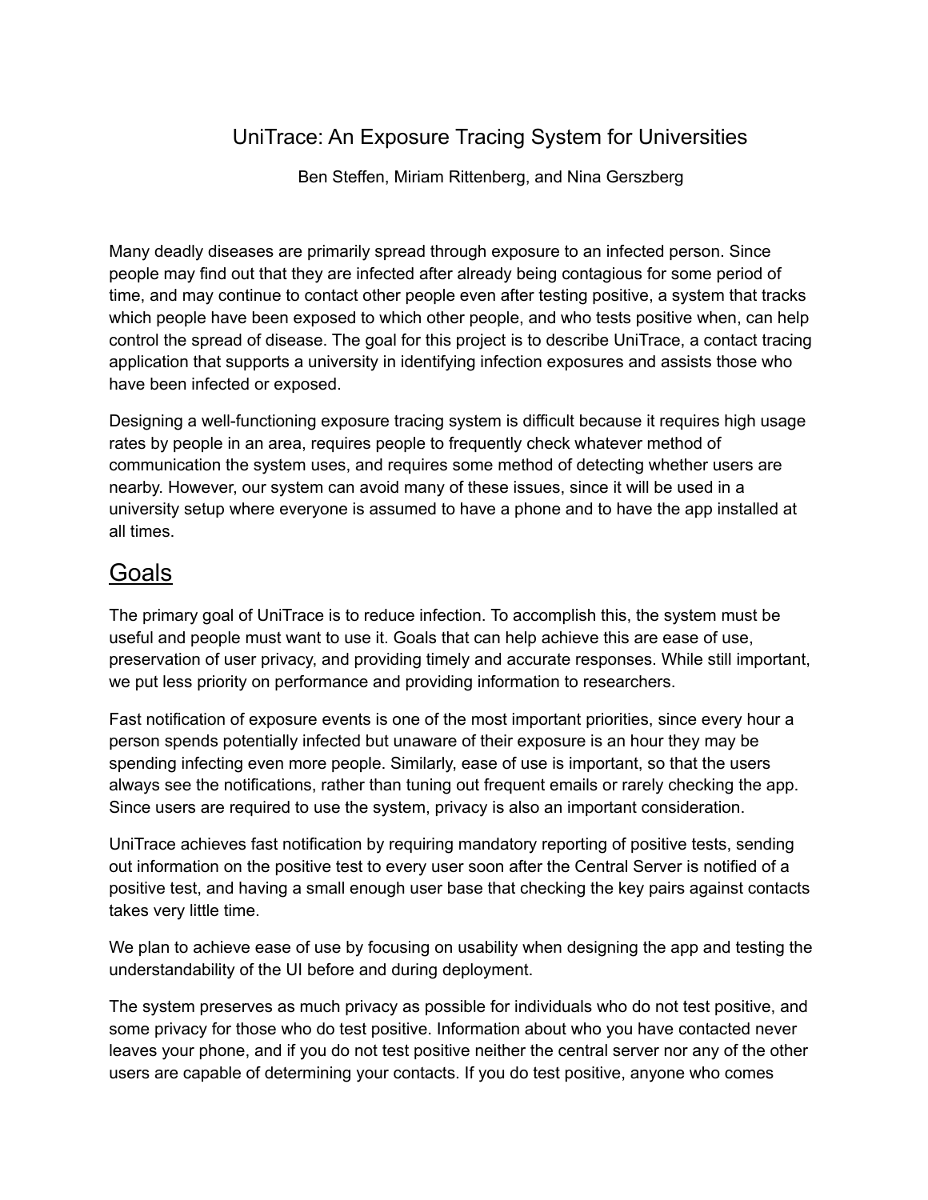# UniTrace: An Exposure Tracing System for Universities

Ben Steffen, Miriam Rittenberg, and Nina Gerszberg

Many deadly diseases are primarily spread through exposure to an infected person. Since people may find out that they are infected after already being contagious for some period of time, and may continue to contact other people even after testing positive, a system that tracks which people have been exposed to which other people, and who tests positive when, can help control the spread of disease. The goal for this project is to describe UniTrace, a contact tracing application that supports a university in identifying infection exposures and assists those who have been infected or exposed.

Designing a well-functioning exposure tracing system is difficult because it requires high usage rates by people in an area, requires people to frequently check whatever method of communication the system uses, and requires some method of detecting whether users are nearby. However, our system can avoid many of these issues, since it will be used in a university setup where everyone is assumed to have a phone and to have the app installed at all times.

## Goals

The primary goal of UniTrace is to reduce infection. To accomplish this, the system must be useful and people must want to use it. Goals that can help achieve this are ease of use, preservation of user privacy, and providing timely and accurate responses. While still important, we put less priority on performance and providing information to researchers.

Fast notification of exposure events is one of the most important priorities, since every hour a person spends potentially infected but unaware of their exposure is an hour they may be spending infecting even more people. Similarly, ease of use is important, so that the users always see the notifications, rather than tuning out frequent emails or rarely checking the app. Since users are required to use the system, privacy is also an important consideration.

UniTrace achieves fast notification by requiring mandatory reporting of positive tests, sending out information on the positive test to every user soon after the Central Server is notified of a positive test, and having a small enough user base that checking the key pairs against contacts takes very little time.

We plan to achieve ease of use by focusing on usability when designing the app and testing the understandability of the UI before and during deployment.

The system preserves as much privacy as possible for individuals who do not test positive, and some privacy for those who do test positive. Information about who you have contacted never leaves your phone, and if you do not test positive neither the central server nor any of the other users are capable of determining your contacts. If you do test positive, anyone who comes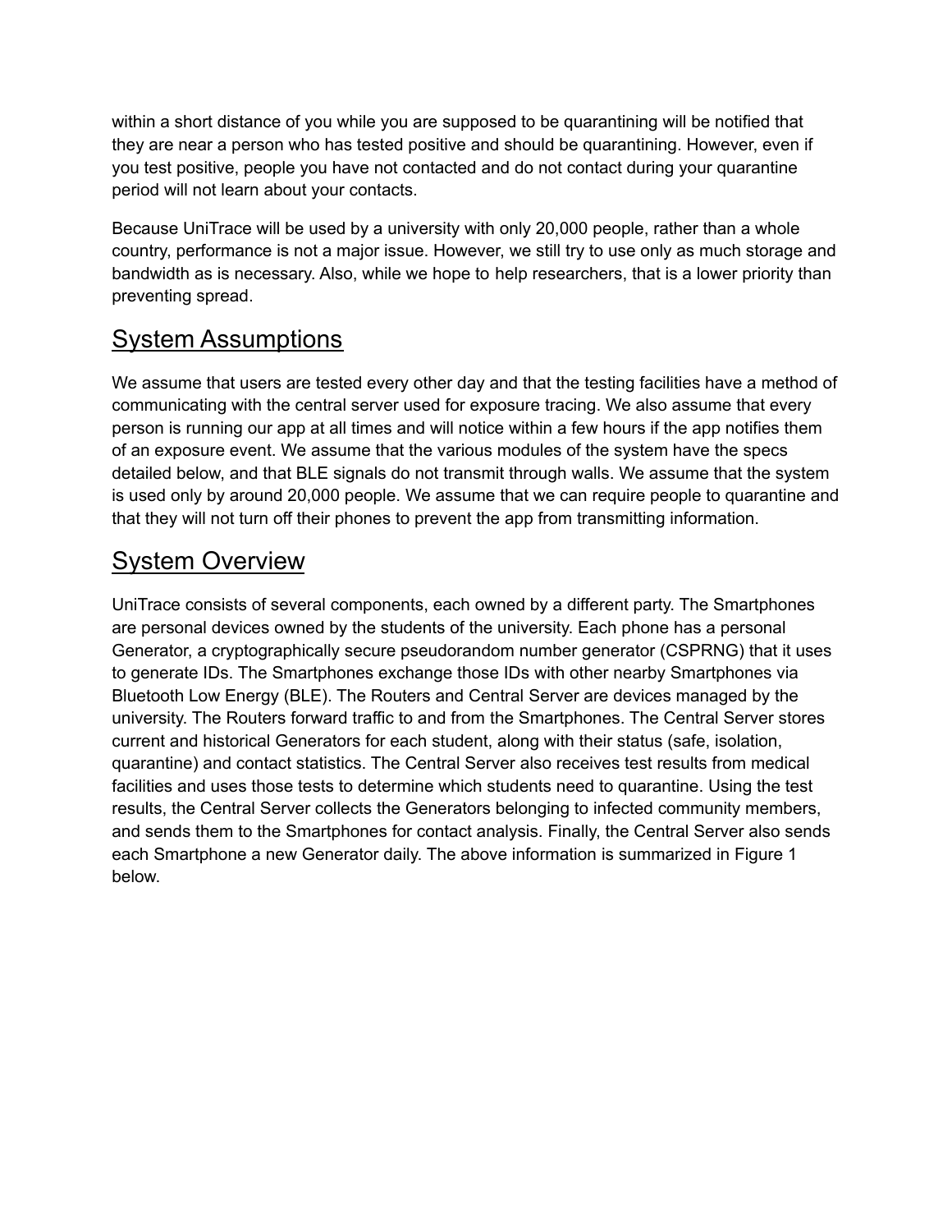within a short distance of you while you are supposed to be quarantining will be notified that they are near a person who has tested positive and should be quarantining. However, even if you test positive, people you have not contacted and do not contact during your quarantine period will not learn about your contacts.

Because UniTrace will be used by a university with only 20,000 people, rather than a whole country, performance is not a major issue. However, we still try to use only as much storage and bandwidth as is necessary. Also, while we hope to help researchers, that is a lower priority than preventing spread.

## System Assumptions

We assume that users are tested every other day and that the testing facilities have a method of communicating with the central server used for exposure tracing. We also assume that every person is running our app at all times and will notice within a few hours if the app notifies them of an exposure event. We assume that the various modules of the system have the specs detailed below, and that BLE signals do not transmit through walls. We assume that the system is used only by around 20,000 people. We assume that we can require people to quarantine and that they will not turn off their phones to prevent the app from transmitting information.

## System Overview

UniTrace consists of several components, each owned by a different party. The Smartphones are personal devices owned by the students of the university. Each phone has a personal Generator, a cryptographically secure pseudorandom number generator (CSPRNG) that it uses to generate IDs. The Smartphones exchange those IDs with other nearby Smartphones via Bluetooth Low Energy (BLE). The Routers and Central Server are devices managed by the university. The Routers forward traffic to and from the Smartphones. The Central Server stores current and historical Generators for each student, along with their status (safe, isolation, quarantine) and contact statistics. The Central Server also receives test results from medical facilities and uses those tests to determine which students need to quarantine. Using the test results, the Central Server collects the Generators belonging to infected community members, and sends them to the Smartphones for contact analysis. Finally, the Central Server also sends each Smartphone a new Generator daily. The above information is summarized in Figure 1 below.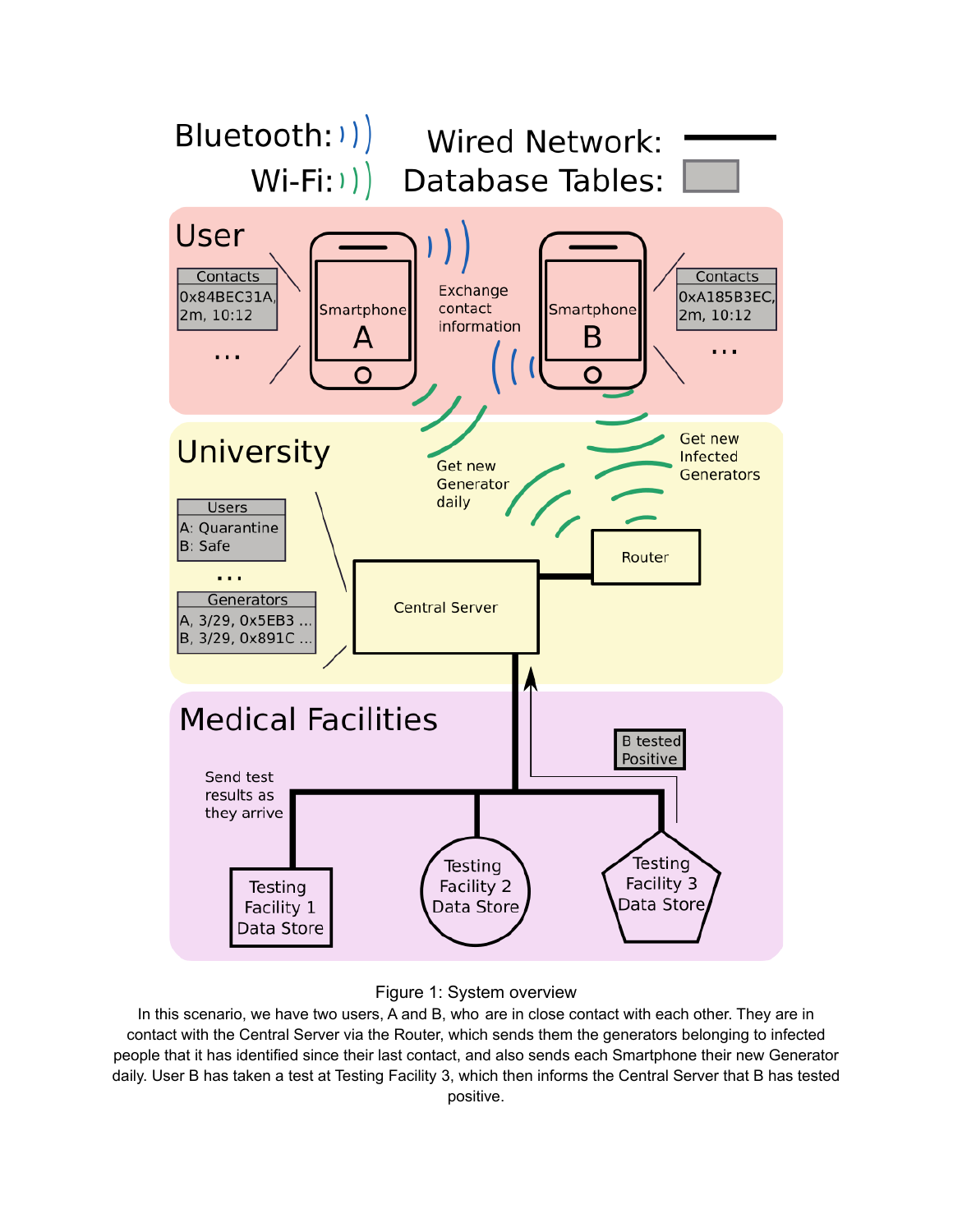Figure 1: System overview

In this scenario, we have two users, A and B, who are in close contact with each other. They are in contact with the Central Server via the Router, which sends them the generators belonging to infected people that it has identified since their last contact, and also sends each Smartphone their new Generator daily. User B has taken a test at Testing Facility 3, which then informs the Central Server that B has tested positive.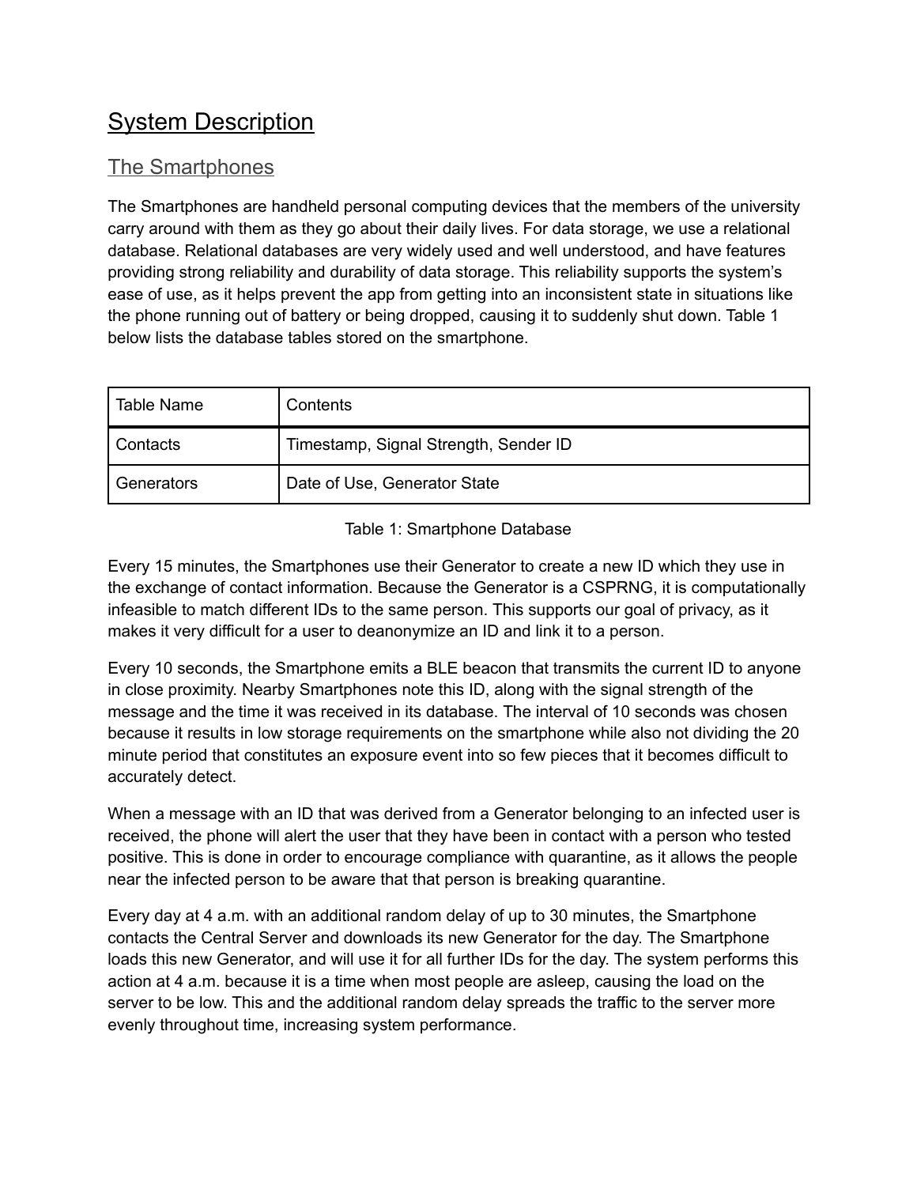# System Description

## The Smartphones

The Smartphones are handheld personal computing devices that the members of the university carry around with them as they go about their daily lives. For data storage, we use a relational database. Relational databases are very widely used and well understood, and have features providing strong reliability and durability of data storage. This reliability supports the system's ease of use, as it helps prevent the app from getting into an inconsistent state in situations like the phone running out of battery or being dropped, causing it to suddenly shut down. Table 1 below lists the database tables stored on the smartphone.

| Table Name | Contents |
| --- | --- |
| Contacts | Timestamp, Signal Strength, Sender ID |
| Generators | Date of Use, Generator State |

Table 1: Smartphone Database

Every 15 minutes, the Smartphones use their Generator to create a new ID which they use in the exchange of contact information. Because the Generator is a CSPRNG, it is computationally infeasible to match different IDs to the same person. This supports our goal of privacy, as it makes it very difficult for a user to deanonymize an ID and link it to a person.

Every 10 seconds, the Smartphone emits a BLE beacon that transmits the current ID to anyone in close proximity. Nearby Smartphones note this ID, along with the signal strength of the message and the time it was received in its database. The interval of 10 seconds was chosen because it results in low storage requirements on the smartphone while also not dividing the 20 minute period that constitutes an exposure event into so few pieces that it becomes difficult to accurately detect.

When a message with an ID that was derived from a Generator belonging to an infected user is received, the phone will alert the user that they have been in contact with a person who tested positive. This is done in order to encourage compliance with quarantine, as it allows the people near the infected person to be aware that that person is breaking quarantine.

Every day at 4 a.m. with an additional random delay of up to 30 minutes, the Smartphone contacts the Central Server and downloads its new Generator for the day. The Smartphone loads this new Generator, and will use it for all further IDs for the day. The system performs this action at 4 a.m. because it is a time when most people are asleep, causing the load on the server to be low. This and the additional random delay spreads the traffic to the server more evenly throughout time, increasing system performance.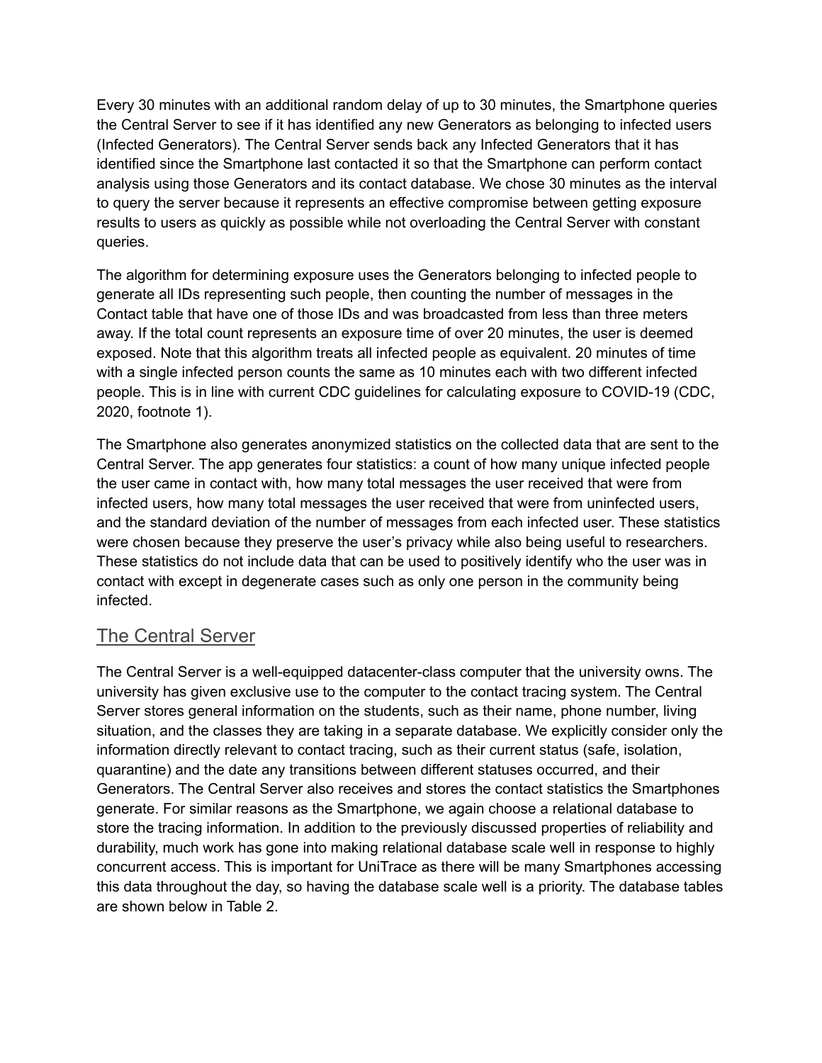Every 30 minutes with an additional random delay of up to 30 minutes, the Smartphone queries the Central Server to see if it has identified any new Generators as belonging to infected users (Infected Generators). The Central Server sends back any Infected Generators that it has identified since the Smartphone last contacted it so that the Smartphone can perform contact analysis using those Generators and its contact database. We chose 30 minutes as the interval to query the server because it represents an effective compromise between getting exposure results to users as quickly as possible while not overloading the Central Server with constant queries.

The algorithm for determining exposure uses the Generators belonging to infected people to generate all IDs representing such people, then counting the number of messages in the Contact table that have one of those IDs and was broadcasted from less than three meters away. If the total count represents an exposure time of over 20 minutes, the user is deemed exposed. Note that this algorithm treats all infected people as equivalent. 20 minutes of time with a single infected person counts the same as 10 minutes each with two different infected people. This is in line with current CDC guidelines for calculating exposure to COVID-19 (CDC, 2020, footnote 1).

The Smartphone also generates anonymized statistics on the collected data that are sent to the Central Server. The app generates four statistics: a count of how many unique infected people the user came in contact with, how many total messages the user received that were from infected users, how many total messages the user received that were from uninfected users, and the standard deviation of the number of messages from each infected user. These statistics were chosen because they preserve the user's privacy while also being useful to researchers. These statistics do not include data that can be used to positively identify who the user was in contact with except in degenerate cases such as only one person in the community being infected.

## The Central Server

The Central Server is a well-equipped datacenter-class computer that the university owns. The university has given exclusive use to the computer to the contact tracing system. The Central Server stores general information on the students, such as their name, phone number, living situation, and the classes they are taking in a separate database. We explicitly consider only the information directly relevant to contact tracing, such as their current status (safe, isolation, quarantine) and the date any transitions between different statuses occurred, and their Generators. The Central Server also receives and stores the contact statistics the Smartphones generate. For similar reasons as the Smartphone, we again choose a relational database to store the tracing information. In addition to the previously discussed properties of reliability and durability, much work has gone into making relational database scale well in response to highly concurrent access. This is important for UniTrace as there will be many Smartphones accessing this data throughout the day, so having the database scale well is a priority. The database tables are shown below in Table 2.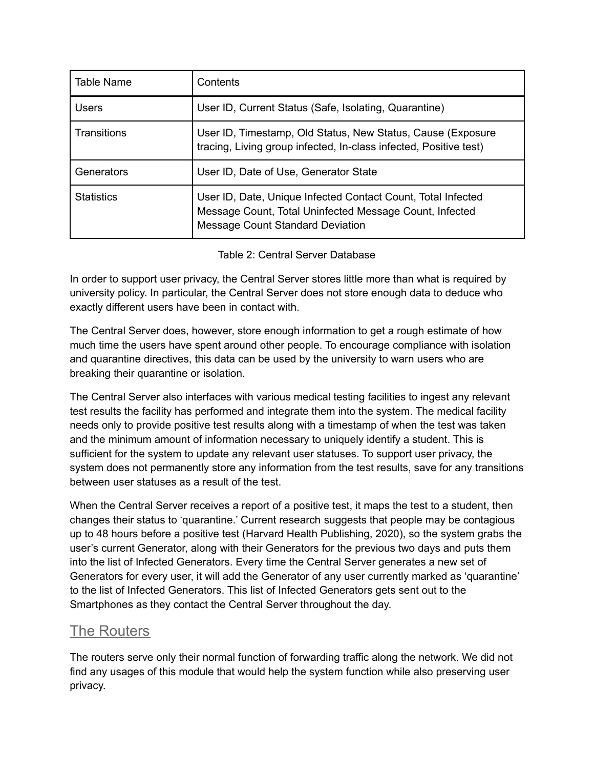| Table Name | Contents |
|---|---|
| Users | User ID, Current Status (Safe, Isolating, Quarantine) |
| Transitions | User ID, Timestamp, Old Status, New Status, Cause (Exposure tracing, Living group infected, In-class infected, Positive test) |
| Generators | User ID, Date of Use, Generator State |
| Statistics | User ID, Date, Unique Infected Contact Count, Total Infected Message Count, Total Uninfected Message Count, Infected Message Count Standard Deviation |

Table 2: Central Server Database

In order to support user privacy, the Central Server stores little more than what is required by university policy. In particular, the Central Server does not store enough data to deduce who exactly different users have been in contact with.

The Central Server does, however, store enough information to get a rough estimate of how much time the users have spent around other people. To encourage compliance with isolation and quarantine directives, this data can be used by the university to warn users who are breaking their quarantine or isolation.

The Central Server also interfaces with various medical testing facilities to ingest any relevant test results the facility has performed and integrate them into the system. The medical facility needs only to provide positive test results along with a timestamp of when the test was taken and the minimum amount of information necessary to uniquely identify a student. This is sufficient for the system to update any relevant user statuses. To support user privacy, the system does not permanently store any information from the test results, save for any transitions between user statuses as a result of the test.

When the Central Server receives a report of a positive test, it maps the test to a student, then changes their status to 'quarantine.' Current research suggests that people may be contagious up to 48 hours before a positive test (Harvard Health Publishing, 2020), so the system grabs the user's current Generator, along with their Generators for the previous two days and puts them into the list of Infected Generators. Every time the Central Server generates a new set of Generators for every user, it will add the Generator of any user currently marked as 'quarantine' to the list of Infected Generators. This list of Infected Generators gets sent out to the Smartphones as they contact the Central Server throughout the day.

## The Routers

The routers serve only their normal function of forwarding traffic along the network. We did not find any usages of this module that would help the system function while also preserving user privacy.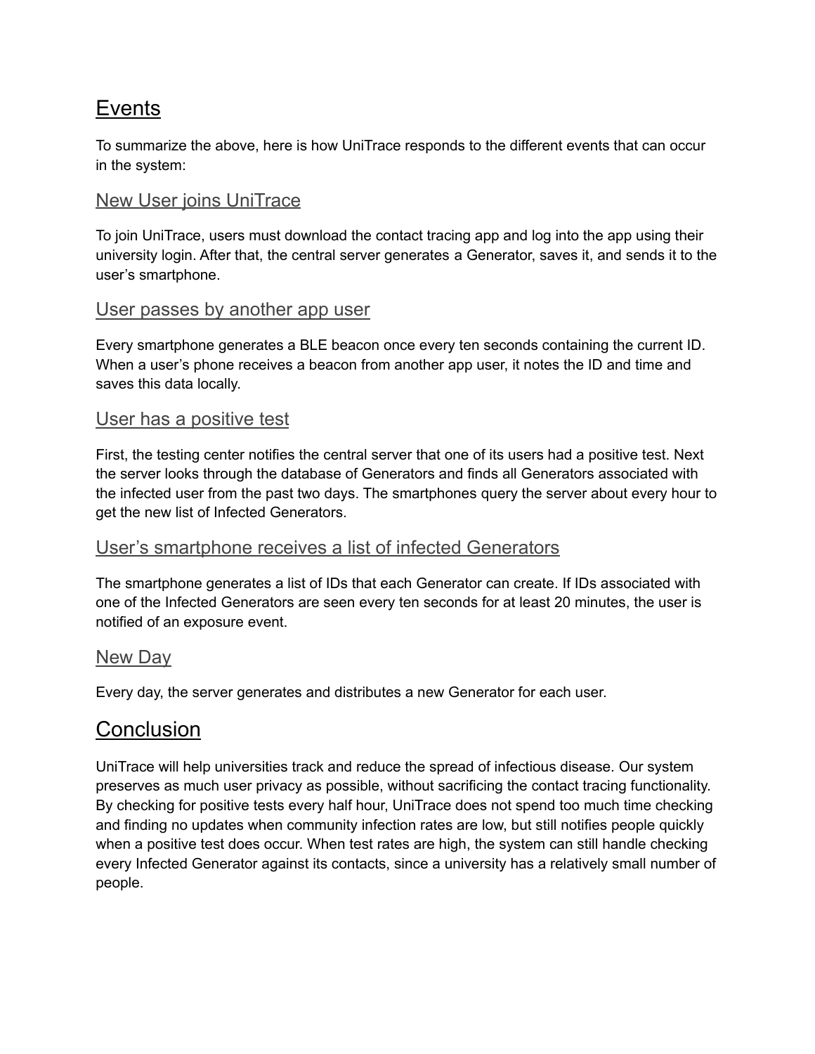# Events

To summarize the above, here is how UniTrace responds to the different events that can occur in the system:

## New User joins UniTrace

To join UniTrace, users must download the contact tracing app and log into the app using their university login. After that, the central server generates a Generator, saves it, and sends it to the user's smartphone.

## User passes by another app user

Every smartphone generates a BLE beacon once every ten seconds containing the current ID. When a user's phone receives a beacon from another app user, it notes the ID and time and saves this data locally.

## User has a positive test

First, the testing center notifies the central server that one of its users had a positive test. Next the server looks through the database of Generators and finds all Generators associated with the infected user from the past two days. The smartphones query the server about every hour to get the new list of Infected Generators.

## User's smartphone receives a list of infected Generators

The smartphone generates a list of IDs that each Generator can create. If IDs associated with one of the Infected Generators are seen every ten seconds for at least 20 minutes, the user is notified of an exposure event.

## New Day

Every day, the server generates and distributes a new Generator for each user.

# Conclusion

UniTrace will help universities track and reduce the spread of infectious disease. Our system preserves as much user privacy as possible, without sacrificing the contact tracing functionality. By checking for positive tests every half hour, UniTrace does not spend too much time checking and finding no updates when community infection rates are low, but still notifies people quickly when a positive test does occur. When test rates are high, the system can still handle checking every Infected Generator against its contacts, since a university has a relatively small number of people.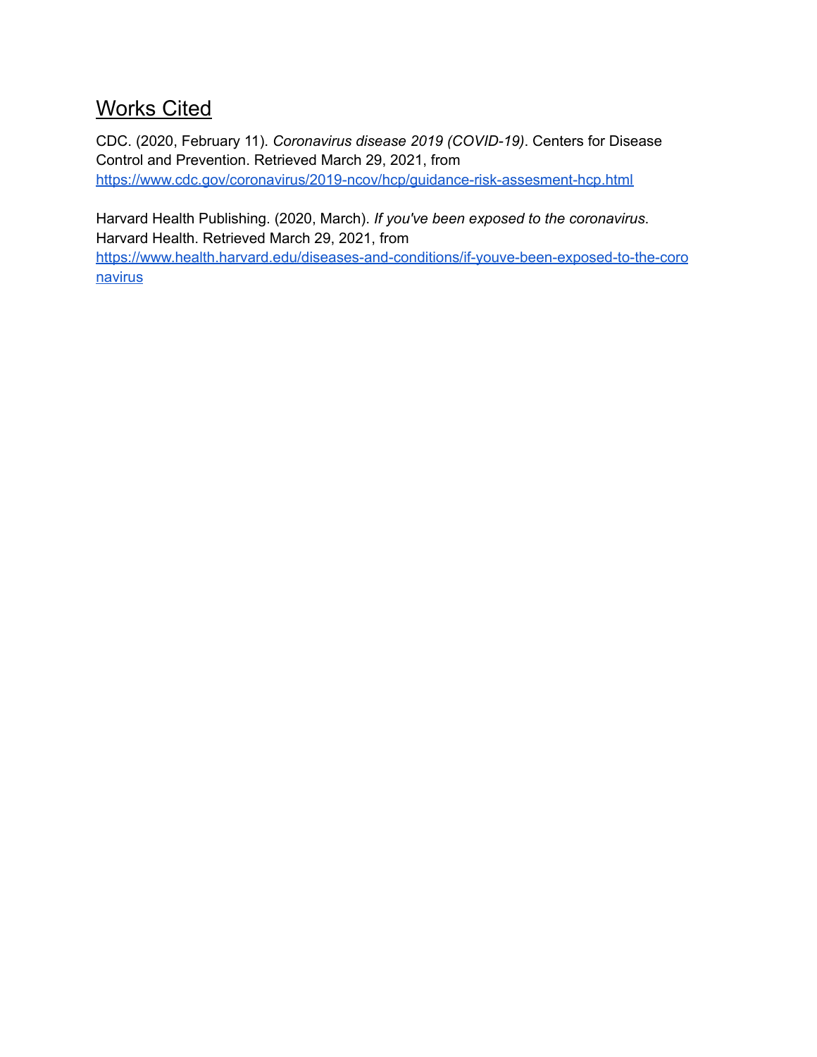# Works Cited

CDC. (2020, February 11). *Coronavirus disease 2019 (COVID-19)*. Centers for Disease Control and Prevention. Retrieved March 29, 2021, from https://www.cdc.gov/coronavirus/2019-ncov/hcp/guidance-risk-assesment-hcp.html

Harvard Health Publishing. (2020, March). *If you've been exposed to the coronavirus*. Harvard Health. Retrieved March 29, 2021, from https://www.health.harvard.edu/diseases-and-conditions/if-youve-been-exposed-to-the-coronavirus